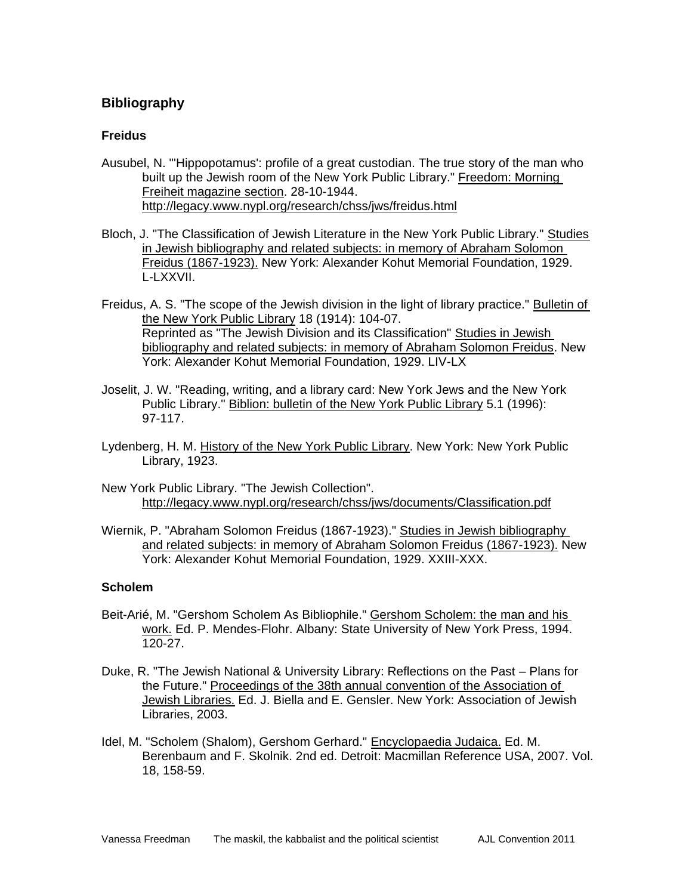## Bibliography

### Freidus

Ausubel, N. "'Hippopotamus': profile of a great custodian. The true story of the man who built up the Jewish room of the New York Public Library." Freedom: Morning Freiheit magazine section. 28-10-1944. http://legacy.www.nypl.org/research/chss/jws/freidus.html

Bloch, J. "The Classification of Jewish Literature in the New York Public Library." Studies in Jewish bibliography and related subjects: in memory of Abraham Solomon Freidus (1867-1923). New York: Alexander Kohut Memorial Foundation, 1929. L-LXXVII.

Freidus, A. S. "The scope of the Jewish division in the light of library practice." Bulletin of the New York Public Library 18 (1914): 104-07.
Reprinted as "The Jewish Division and its Classification" Studies in Jewish bibliography and related subjects: in memory of Abraham Solomon Freidus. New York: Alexander Kohut Memorial Foundation, 1929. LIV-LX

Joselit, J. W. "Reading, writing, and a library card: New York Jews and the New York Public Library." Biblion: bulletin of the New York Public Library 5.1 (1996): 97-117.

Lydenberg, H. M. History of the New York Public Library. New York: New York Public Library, 1923.

New York Public Library. "The Jewish Collection". http://legacy.www.nypl.org/research/chss/jws/documents/Classification.pdf

Wiernik, P. "Abraham Solomon Freidus (1867-1923)." Studies in Jewish bibliography and related subjects: in memory of Abraham Solomon Freidus (1867-1923). New York: Alexander Kohut Memorial Foundation, 1929. XXIII-XXX.

### Scholem

Beit-Arié, M. "Gershom Scholem As Bibliophile." Gershom Scholem: the man and his work. Ed. P. Mendes-Flohr. Albany: State University of New York Press, 1994. 120-27.

Duke, R. "The Jewish National & University Library: Reflections on the Past – Plans for the Future." Proceedings of the 38th annual convention of the Association of Jewish Libraries. Ed. J. Biella and E. Gensler. New York: Association of Jewish Libraries, 2003.

Idel, M. "Scholem (Shalom), Gershom Gerhard." Encyclopaedia Judaica. Ed. M. Berenbaum and F. Skolnik. 2nd ed. Detroit: Macmillan Reference USA, 2007. Vol. 18, 158-59.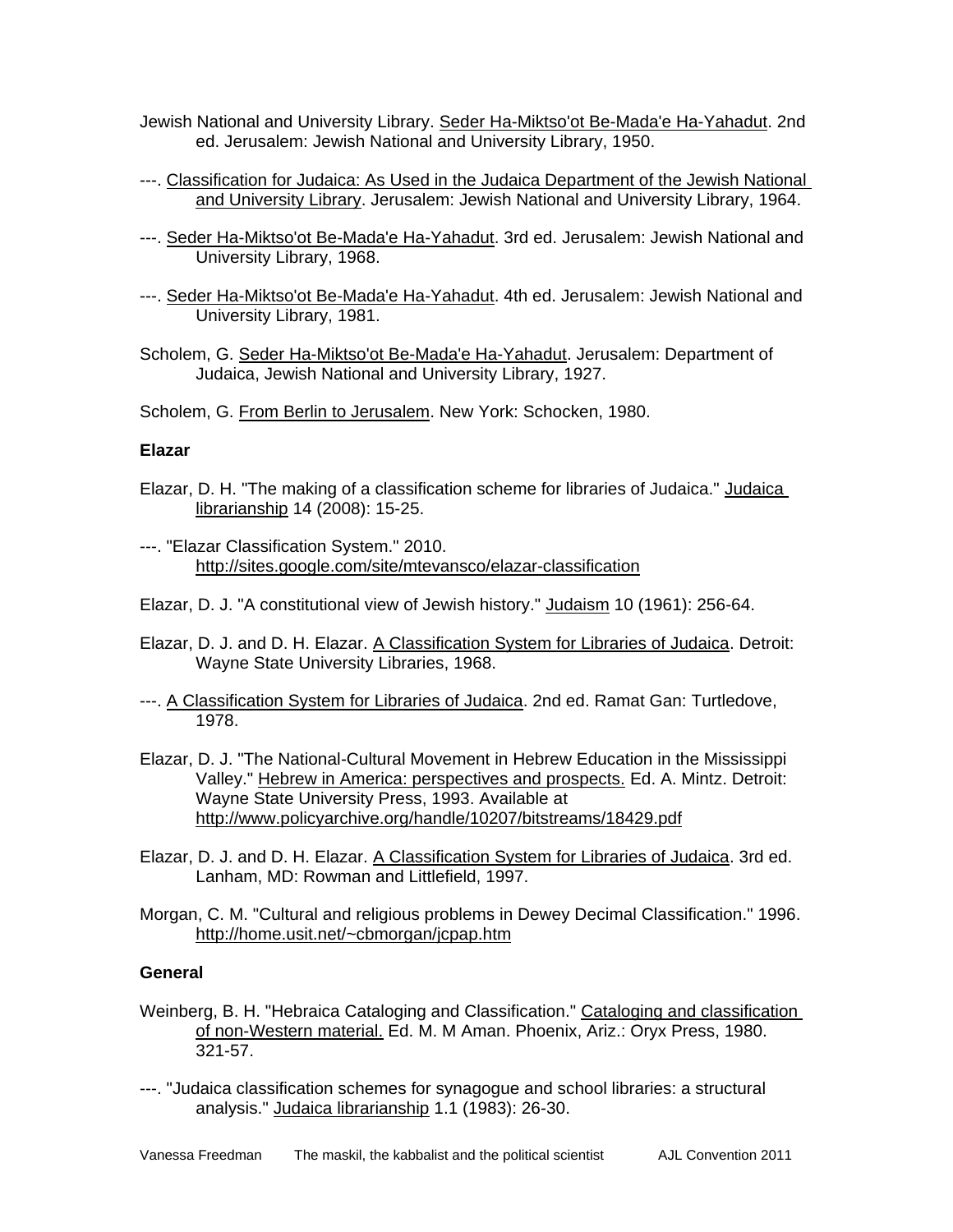Jewish National and University Library. Seder Ha-Miktso'ot Be-Mada'e Ha-Yahadut. 2nd ed. Jerusalem: Jewish National and University Library, 1950.

---. Classification for Judaica: As Used in the Judaica Department of the Jewish National and University Library. Jerusalem: Jewish National and University Library, 1964.

---. Seder Ha-Miktso'ot Be-Mada'e Ha-Yahadut. 3rd ed. Jerusalem: Jewish National and University Library, 1968.

---. Seder Ha-Miktso'ot Be-Mada'e Ha-Yahadut. 4th ed. Jerusalem: Jewish National and University Library, 1981.

Scholem, G. Seder Ha-Miktso'ot Be-Mada'e Ha-Yahadut. Jerusalem: Department of Judaica, Jewish National and University Library, 1927.

Scholem, G. From Berlin to Jerusalem. New York: Schocken, 1980.

**Elazar**

Elazar, D. H. "The making of a classification scheme for libraries of Judaica." Judaica librarianship 14 (2008): 15-25.

---. "Elazar Classification System." 2010. http://sites.google.com/site/mtevansco/elazar-classification

Elazar, D. J. "A constitutional view of Jewish history." Judaism 10 (1961): 256-64.

Elazar, D. J. and D. H. Elazar. A Classification System for Libraries of Judaica. Detroit: Wayne State University Libraries, 1968.

---. A Classification System for Libraries of Judaica. 2nd ed. Ramat Gan: Turtledove, 1978.

Elazar, D. J. "The National-Cultural Movement in Hebrew Education in the Mississippi Valley." Hebrew in America: perspectives and prospects. Ed. A. Mintz. Detroit: Wayne State University Press, 1993. Available at http://www.policyarchive.org/handle/10207/bitstreams/18429.pdf

Elazar, D. J. and D. H. Elazar. A Classification System for Libraries of Judaica. 3rd ed. Lanham, MD: Rowman and Littlefield, 1997.

Morgan, C. M. "Cultural and religious problems in Dewey Decimal Classification." 1996. http://home.usit.net/~cbmorgan/jcpap.htm

**General**

Weinberg, B. H. "Hebraica Cataloging and Classification." Cataloging and classification of non-Western material. Ed. M. M Aman. Phoenix, Ariz.: Oryx Press, 1980. 321-57.

---. "Judaica classification schemes for synagogue and school libraries: a structural analysis." Judaica librarianship 1.1 (1983): 26-30.